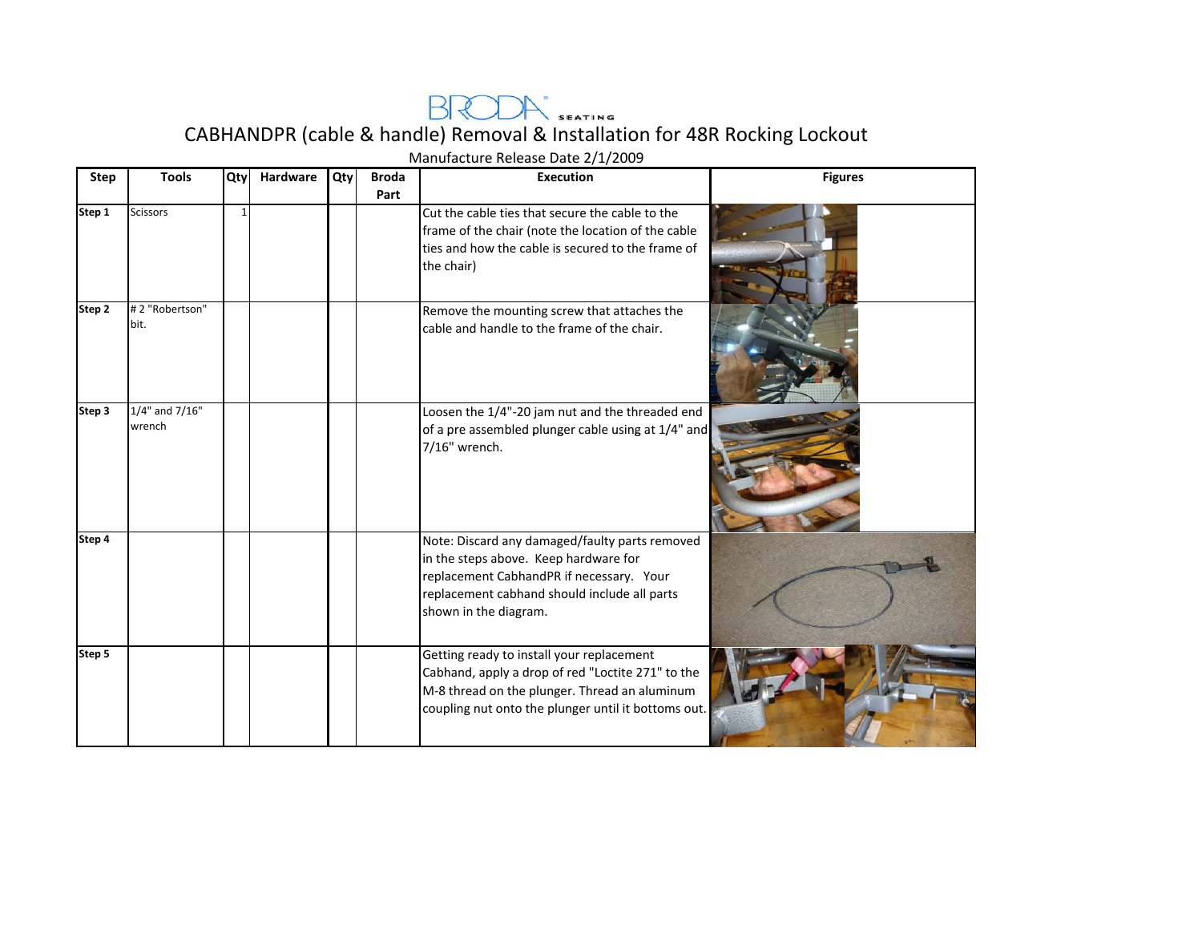BRODA® SEATING

# CABHANDPR (cable & handle) Removal & Installation for 48R Rocking Lockout

Manufacture Release Date 2/1/2009

| Step | Tools | Qty | Hardware | Qty | Broda Part | Execution | Figures |
|---|---|---|---|---|---|---|---|
| Step 1 | Scissors | 1 | | | | Cut the cable ties that secure the cable to the frame of the chair (note the location of the cable ties and how the cable is secured to the frame of the chair) | |
| Step 2 | # 2 "Robertson" bit. | | | | | Remove the mounting screw that attaches the cable and handle to the frame of the chair. | |
| Step 3 | 1/4" and 7/16" wrench | | | | | Loosen the 1/4"-20 jam nut and the threaded end of a pre assembled plunger cable using at 1/4" and 7/16" wrench. | |
| Step 4 | | | | | | Note: Discard any damaged/faulty parts removed in the steps above. Keep hardware for replacement CabhandPR if necessary. Your replacement cabhand should include all parts shown in the diagram. | |
| Step 5 | | | | | | Getting ready to install your replacement Cabhand, apply a drop of red "Loctite 271" to the M-8 thread on the plunger. Thread an aluminum coupling nut onto the plunger until it bottoms out. | |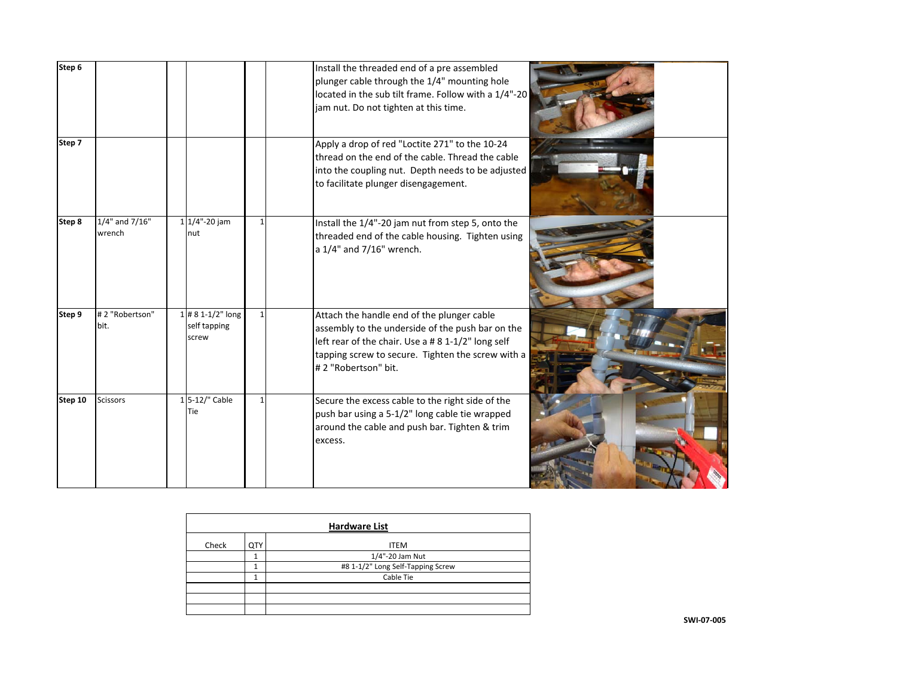| | | | | | | | |
|---|---|---|---|---|---|---|---|
| **Step 6** | | | | | | Install the threaded end of a pre assembled plunger cable through the 1/4" mounting hole located in the sub tilt frame. Follow with a 1/4"-20 jam nut. Do not tighten at this time. | |
| **Step 7** | | | | | | Apply a drop of red "Loctite 271" to the 10-24 thread on the end of the cable. Thread the cable into the coupling nut. Depth needs to be adjusted to facilitate plunger disengagement. | |
| **Step 8** | 1/4" and 7/16" wrench | 1 | 1/4"-20 jam nut | 1 | | Install the 1/4"-20 jam nut from step 5, onto the threaded end of the cable housing. Tighten using a 1/4" and 7/16" wrench. | |
| **Step 9** | # 2 "Robertson" bit. | 1 | # 8 1-1/2" long self tapping screw | 1 | | Attach the handle end of the plunger cable assembly to the underside of the push bar on the left rear of the chair. Use a # 8 1-1/2" long self tapping screw to secure. Tighten the screw with a # 2 "Robertson" bit. | |
| **Step 10** | Scissors | 1 | 5-12/" Cable Tie | 1 | | Secure the excess cable to the right side of the push bar using a 5-1/2" long cable tie wrapped around the cable and push bar. Tighten & trim excess. | |

| **Hardware List** | | |
|---|---|---|
| Check | QTY | ITEM |
| | 1 | 1/4"-20 Jam Nut |
| | 1 | #8 1-1/2" Long Self-Tapping Screw |
| | 1 | Cable Tie |
| | | |
| | | |
| | | |

**SWI-07-005**